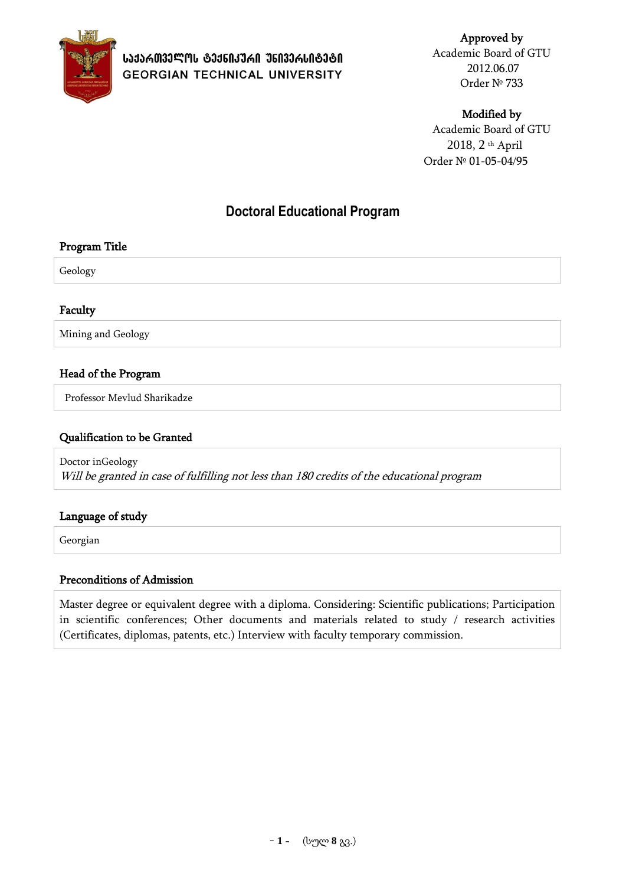საქართველოს ტექნიკური უნივერსიტეტი
GEORGIAN TECHNICAL UNIVERSITY

**Approved by**
Academic Board of GTU
2012.06.07
Order № 733

**Modified by**
Academic Board of GTU
2018, 2 th April
Order № 01-05-04/95

# Doctoral Educational Program

## Program Title

Geology

## Faculty

Mining and Geology

## Head of the Program

Professor Mevlud Sharikadze

## Qualification to be Granted

Doctor inGeology
*Will be granted in case of fulfilling not less than 180 credits of the educational program*

## Language of study

Georgian

## Preconditions of Admission

Master degree or equivalent degree with a diploma. Considering: Scientific publications; Participation in scientific conferences; Other documents and materials related to study / research activities (Certificates, diplomas, patents, etc.) Interview with faculty temporary commission.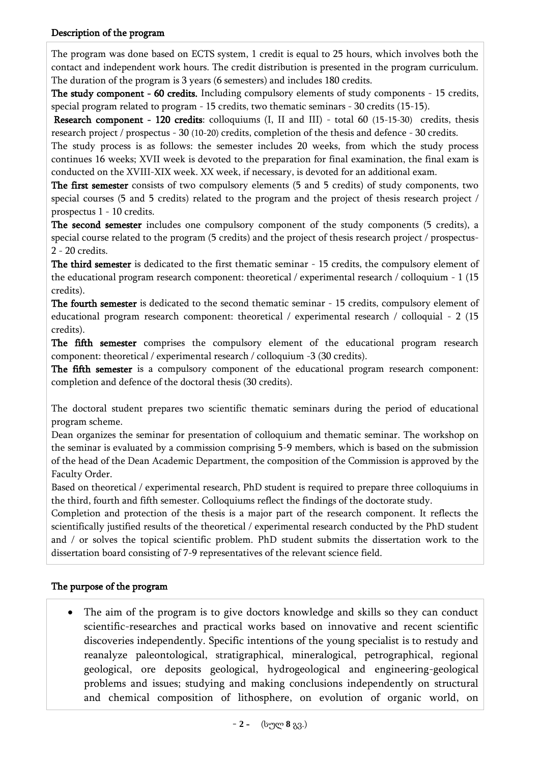**Description of the program**

The program was done based on ECTS system, 1 credit is equal to 25 hours, which involves both the contact and independent work hours. The credit distribution is presented in the program curriculum. The duration of the program is 3 years (6 semesters) and includes 180 credits.

**The study component - 60 credits.** Including compulsory elements of study components - 15 credits, special program related to program - 15 credits, two thematic seminars - 30 credits (15-15).

**Research component - 120 credits**: colloquiums (I, II and III) - total 60 (15-15-30) credits, thesis research project / prospectus - 30 (10-20) credits, completion of the thesis and defence - 30 credits.

The study process is as follows: the semester includes 20 weeks, from which the study process continues 16 weeks; XVII week is devoted to the preparation for final examination, the final exam is conducted on the XVIII-XIX week. XX week, if necessary, is devoted for an additional exam.

**The first semester** consists of two compulsory elements (5 and 5 credits) of study components, two special courses (5 and 5 credits) related to the program and the project of thesis research project / prospectus 1 - 10 credits.

**The second semester** includes one compulsory component of the study components (5 credits), a special course related to the program (5 credits) and the project of thesis research project / prospectus-2 - 20 credits.

**The third semester** is dedicated to the first thematic seminar - 15 credits, the compulsory element of the educational program research component: theoretical / experimental research / colloquium - 1 (15 credits).

**The fourth semester** is dedicated to the second thematic seminar - 15 credits, compulsory element of educational program research component: theoretical / experimental research / colloquial - 2 (15 credits).

**The fifth semester** comprises the compulsory element of the educational program research component: theoretical / experimental research / colloquium -3 (30 credits).

**The fifth semester** is a compulsory component of the educational program research component: completion and defence of the doctoral thesis (30 credits).

The doctoral student prepares two scientific thematic seminars during the period of educational program scheme.

Dean organizes the seminar for presentation of colloquium and thematic seminar. The workshop on the seminar is evaluated by a commission comprising 5-9 members, which is based on the submission of the head of the Dean Academic Department, the composition of the Commission is approved by the Faculty Order.

Based on theoretical / experimental research, PhD student is required to prepare three colloquiums in the third, fourth and fifth semester. Colloquiums reflect the findings of the doctorate study.

Completion and protection of the thesis is a major part of the research component. It reflects the scientifically justified results of the theoretical / experimental research conducted by the PhD student and / or solves the topical scientific problem. PhD student submits the dissertation work to the dissertation board consisting of 7-9 representatives of the relevant science field.

**The purpose of the program**

- The aim of the program is to give doctors knowledge and skills so they can conduct scientific-researches and practical works based on innovative and recent scientific discoveries independently. Specific intentions of the young specialist is to restudy and reanalyze paleontological, stratigraphical, mineralogical, petrographical, regional geological, ore deposits geological, hydrogeological and engineering-geological problems and issues; studying and making conclusions independently on structural and chemical composition of lithosphere, on evolution of organic world, on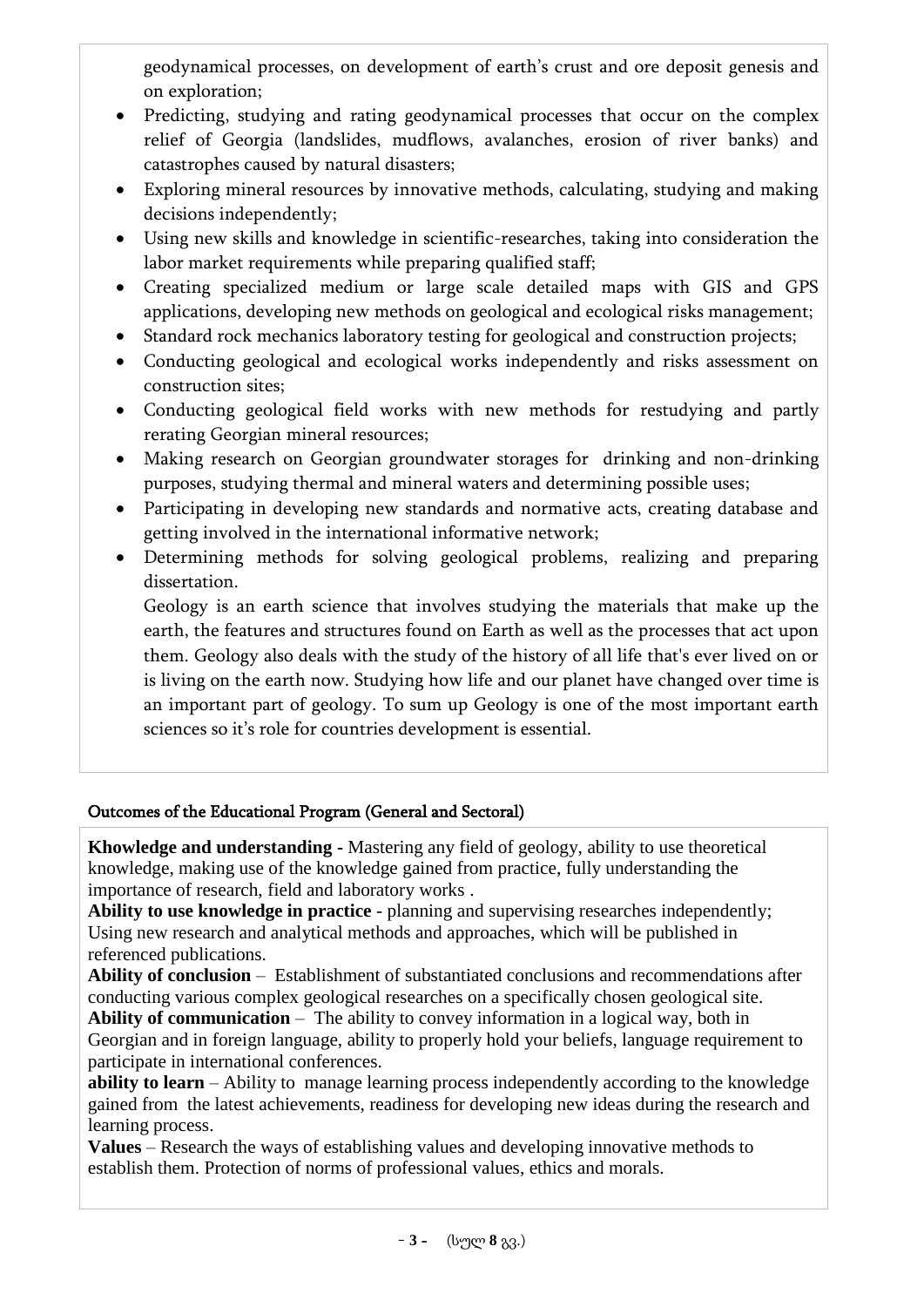geodynamical processes, on development of earth's crust and ore deposit genesis and on exploration;

- Predicting, studying and rating geodynamical processes that occur on the complex relief of Georgia (landslides, mudflows, avalanches, erosion of river banks) and catastrophes caused by natural disasters;
- Exploring mineral resources by innovative methods, calculating, studying and making decisions independently;
- Using new skills and knowledge in scientific-researches, taking into consideration the labor market requirements while preparing qualified staff;
- Creating specialized medium or large scale detailed maps with GIS and GPS applications, developing new methods on geological and ecological risks management;
- Standard rock mechanics laboratory testing for geological and construction projects;
- Conducting geological and ecological works independently and risks assessment on construction sites;
- Conducting geological field works with new methods for restudying and partly rerating Georgian mineral resources;
- Making research on Georgian groundwater storages for drinking and non-drinking purposes, studying thermal and mineral waters and determining possible uses;
- Participating in developing new standards and normative acts, creating database and getting involved in the international informative network;
- Determining methods for solving geological problems, realizing and preparing dissertation.

Geology is an earth science that involves studying the materials that make up the earth, the features and structures found on Earth as well as the processes that act upon them. Geology also deals with the study of the history of all life that's ever lived on or is living on the earth now. Studying how life and our planet have changed over time is an important part of geology. To sum up Geology is one of the most important earth sciences so it's role for countries development is essential.

## Outcomes of the Educational Program (General and Sectoral)

**Khowledge and understanding -** Mastering any field of geology, ability to use theoretical knowledge, making use of the knowledge gained from practice, fully understanding the importance of research, field and laboratory works .

**Ability to use knowledge in practice** - planning and supervising researches independently; Using new research and analytical methods and approaches, which will be published in referenced publications.

**Ability of conclusion** – Establishment of substantiated conclusions and recommendations after conducting various complex geological researches on a specifically chosen geological site.

**Ability of communication** – The ability to convey information in a logical way, both in Georgian and in foreign language, ability to properly hold your beliefs, language requirement to participate in international conferences.

**ability to learn** – Ability to manage learning process independently according to the knowledge gained from the latest achievements, readiness for developing new ideas during the research and learning process.

**Values** – Research the ways of establishing values and developing innovative methods to establish them. Protection of norms of professional values, ethics and morals.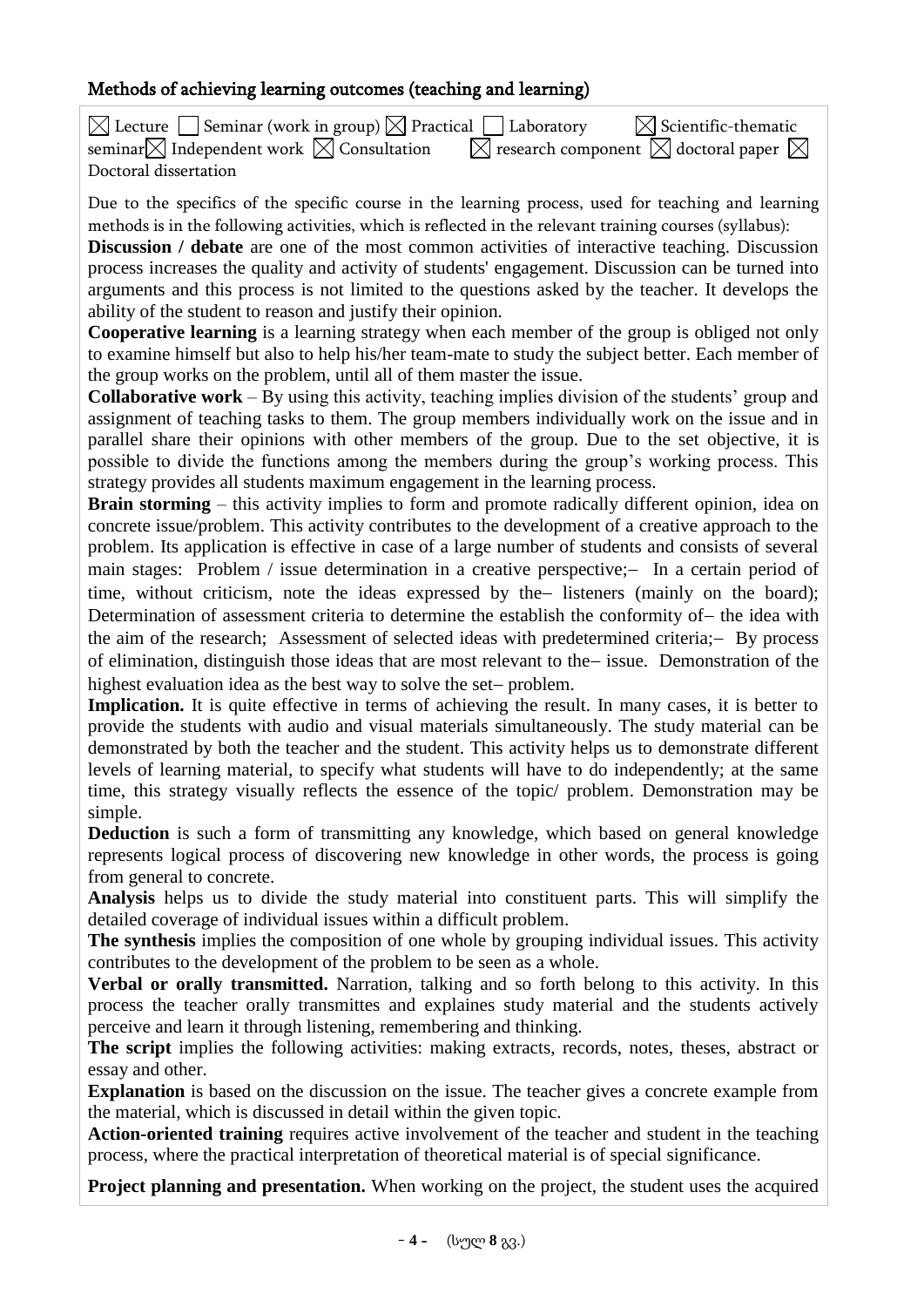## Methods of achieving learning outcomes (teaching and learning)

☒ Lecture ☐ Seminar (work in group) ☒ Practical ☐ Laboratory ☒ Scientific-thematic seminar☒ Independent work ☒ Consultation ☒ research component ☒ doctoral paper ☒ Doctoral dissertation

Due to the specifics of the specific course in the learning process, used for teaching and learning methods is in the following activities, which is reflected in the relevant training courses (syllabus):

**Discussion / debate** are one of the most common activities of interactive teaching. Discussion process increases the quality and activity of students' engagement. Discussion can be turned into arguments and this process is not limited to the questions asked by the teacher. It develops the ability of the student to reason and justify their opinion.

**Cooperative learning** is a learning strategy when each member of the group is obliged not only to examine himself but also to help his/her team-mate to study the subject better. Each member of the group works on the problem, until all of them master the issue.

**Collaborative work** – By using this activity, teaching implies division of the students' group and assignment of teaching tasks to them. The group members individually work on the issue and in parallel share their opinions with other members of the group. Due to the set objective, it is possible to divide the functions among the members during the group's working process. This strategy provides all students maximum engagement in the learning process.

**Brain storming** – this activity implies to form and promote radically different opinion, idea on concrete issue/problem. This activity contributes to the development of a creative approach to the problem. Its application is effective in case of a large number of students and consists of several main stages: Problem / issue determination in a creative perspective;– In a certain period of time, without criticism, note the ideas expressed by the– listeners (mainly on the board); Determination of assessment criteria to determine the establish the conformity of– the idea with the aim of the research; Assessment of selected ideas with predetermined criteria;– By process of elimination, distinguish those ideas that are most relevant to the– issue. Demonstration of the highest evaluation idea as the best way to solve the set– problem.

**Implication.** It is quite effective in terms of achieving the result. In many cases, it is better to provide the students with audio and visual materials simultaneously. The study material can be demonstrated by both the teacher and the student. This activity helps us to demonstrate different levels of learning material, to specify what students will have to do independently; at the same time, this strategy visually reflects the essence of the topic/ problem. Demonstration may be simple.

**Deduction** is such a form of transmitting any knowledge, which based on general knowledge represents logical process of discovering new knowledge in other words, the process is going from general to concrete.

**Analysis** helps us to divide the study material into constituent parts. This will simplify the detailed coverage of individual issues within a difficult problem.

**The synthesis** implies the composition of one whole by grouping individual issues. This activity contributes to the development of the problem to be seen as a whole.

**Verbal or orally transmitted.** Narration, talking and so forth belong to this activity. In this process the teacher orally transmittes and explaines study material and the students actively perceive and learn it through listening, remembering and thinking.

**The script** implies the following activities: making extracts, records, notes, theses, abstract or essay and other.

**Explanation** is based on the discussion on the issue. The teacher gives a concrete example from the material, which is discussed in detail within the given topic.

**Action-oriented training** requires active involvement of the teacher and student in the teaching process, where the practical interpretation of theoretical material is of special significance.

**Project planning and presentation.** When working on the project, the student uses the acquired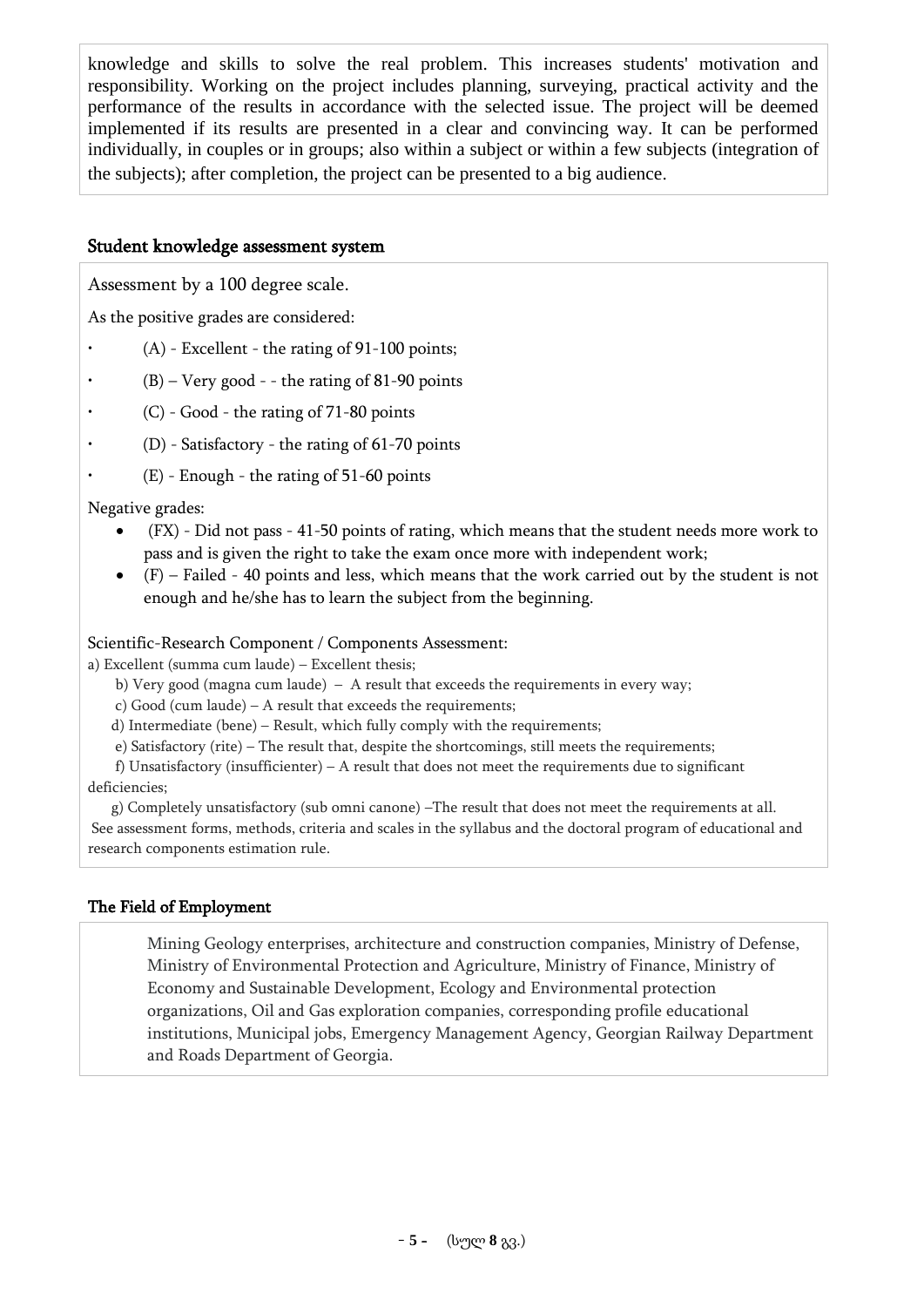knowledge and skills to solve the real problem. This increases students' motivation and responsibility. Working on the project includes planning, surveying, practical activity and the performance of the results in accordance with the selected issue. The project will be deemed implemented if its results are presented in a clear and convincing way. It can be performed individually, in couples or in groups; also within a subject or within a few subjects (integration of the subjects); after completion, the project can be presented to a big audience.

## Student knowledge assessment system

Assessment by a 100 degree scale.

As the positive grades are considered:

- (A) - Excellent - the rating of 91-100 points;
- (B) – Very good - - the rating of 81-90 points
- (C) - Good - the rating of 71-80 points
- (D) - Satisfactory - the rating of 61-70 points
- (E) - Enough - the rating of 51-60 points

Negative grades:

- (FX) - Did not pass - 41-50 points of rating, which means that the student needs more work to pass and is given the right to take the exam once more with independent work;
- (F) – Failed - 40 points and less, which means that the work carried out by the student is not enough and he/she has to learn the subject from the beginning.

Scientific-Research Component / Components Assessment:

a) Excellent (summa cum laude) – Excellent thesis;

b) Very good (magna cum laude) – A result that exceeds the requirements in every way;

c) Good (cum laude) – A result that exceeds the requirements;

d) Intermediate (bene) – Result, which fully comply with the requirements;

e) Satisfactory (rite) – The result that, despite the shortcomings, still meets the requirements;

f) Unsatisfactory (insufficienter) – A result that does not meet the requirements due to significant deficiencies;

g) Completely unsatisfactory (sub omni canone) –The result that does not meet the requirements at all.

See assessment forms, methods, criteria and scales in the syllabus and the doctoral program of educational and research components estimation rule.

## The Field of Employment

Mining Geology enterprises, architecture and construction companies, Ministry of Defense, Ministry of Environmental Protection and Agriculture, Ministry of Finance, Ministry of Economy and Sustainable Development, Ecology and Environmental protection organizations, Oil and Gas exploration companies, corresponding profile educational institutions, Municipal jobs, Emergency Management Agency, Georgian Railway Department and Roads Department of Georgia.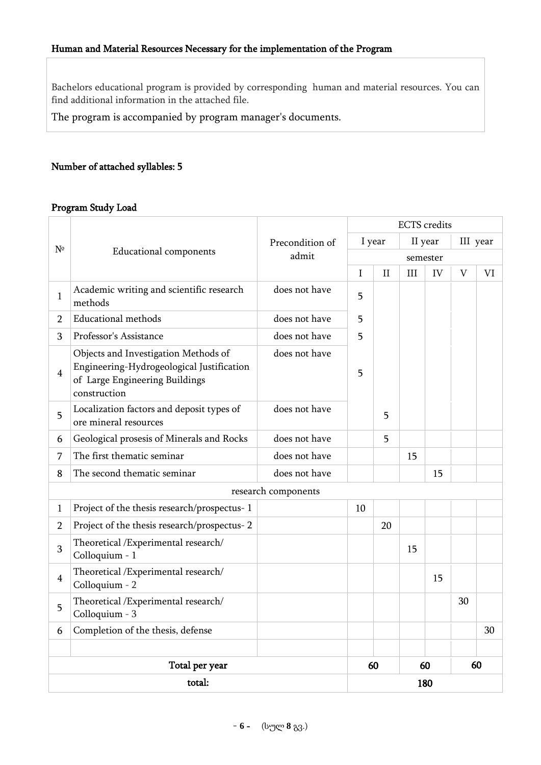**Human and Material Resources Necessary for the implementation of the Program**

Bachelors educational program is provided by corresponding human and material resources. You can find additional information in the attached file.

The program is accompanied by program manager's documents.

**Number of attached syllables: 5**

**Program Study Load**

| № | Educational components | Precondition of admit | ECTS credits | | | | | |
|---|---|---|---|---|---|---|---|---|
| | | | I year | | II year | | III year | |
| | | | semester | | | | | |
| | | | I | II | III | IV | V | VI |
| 1 | Academic writing and scientific research methods | does not have | 5 | | | | | |
| 2 | Educational methods | does not have | 5 | | | | | |
| 3 | Professor's Assistance | does not have | 5 | | | | | |
| 4 | Objects and Investigation Methods of Engineering-Hydrogeological Justification of Large Engineering Buildings construction | does not have | 5 | | | | | |
| 5 | Localization factors and deposit types of ore mineral resources | does not have | | 5 | | | | |
| 6 | Geological prosesis of Minerals and Rocks | does not have | | 5 | | | | |
| 7 | The first thematic seminar | does not have | | | 15 | | | |
| 8 | The second thematic seminar | does not have | | | | 15 | | |
| | research components | | | | | | | |
| 1 | Project of the thesis research/prospectus- 1 | | 10 | | | | | |
| 2 | Project of the thesis research/prospectus- 2 | | | 20 | | | | |
| 3 | Theoretical /Experimental research/ Colloquium - 1 | | | | 15 | | | |
| 4 | Theoretical /Experimental research/ Colloquium - 2 | | | | | 15 | | |
| 5 | Theoretical /Experimental research/ Colloquium - 3 | | | | | | 30 | |
| 6 | Completion of the thesis, defense | | | | | | | 30 |
| | | | | | | | | |
| | **Total per year** | | **60** | | **60** | | **60** | |
| | **total:** | | **180** | | | | | |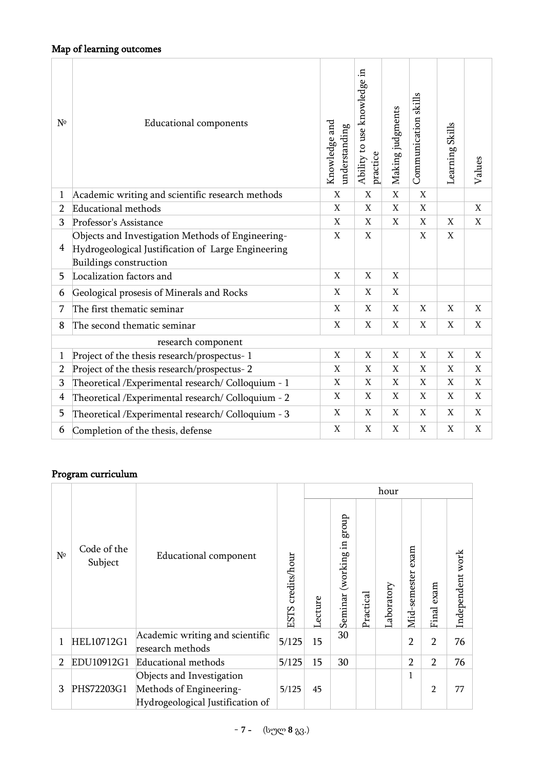**Map of learning outcomes**

| № | Educational components | Knowledge and understanding | Ability to use knowledge in practice | Making judgments | Communication skills | Learning Skills | Values |
|---|---|---|---|---|---|---|---|
| 1 | Academic writing and scientific research methods | X | X | X | X | | |
| 2 | Educational methods | X | X | X | X | | X |
| 3 | Professor's Assistance | X | X | X | X | X | X |
| 4 | Objects and Investigation Methods of Engineering-Hydrogeological Justification of Large Engineering Buildings construction | X | X | | X | X | |
| 5 | Localization factors and | X | X | X | | | |
| 6 | Geological prosesis of Minerals and Rocks | X | X | X | | | |
| 7 | The first thematic seminar | X | X | X | X | X | X |
| 8 | The second thematic seminar | X | X | X | X | X | X |
| | research component | | | | | | |
| 1 | Project of the thesis research/prospectus- 1 | X | X | X | X | X | X |
| 2 | Project of the thesis research/prospectus- 2 | X | X | X | X | X | X |
| 3 | Theoretical /Experimental research/ Colloquium - 1 | X | X | X | X | X | X |
| 4 | Theoretical /Experimental research/ Colloquium - 2 | X | X | X | X | X | X |
| 5 | Theoretical /Experimental research/ Colloquium - 3 | X | X | X | X | X | X |
| 6 | Completion of the thesis, defense | X | X | X | X | X | X |

**Program curriculum**

| № | Code of the Subject | Educational component | ESTS credits/hour | hour | | | | | | |
|---|---|---|---|---|---|---|---|---|---|---|
| | | | | Lecture | Seminar (working in group | Practical | Laboratory | Mid-semester exam | Final exam | Independent work |
| 1 | HEL10712G1 | Academic writing and scientific research methods | 5/125 | 15 | 30 | | | 2 | 2 | 76 |
| 2 | EDU10912G1 | Educational methods | 5/125 | 15 | 30 | | | 2 | 2 | 76 |
| 3 | PHS72203G1 | Objects and Investigation Methods of Engineering-Hydrogeological Justification of | 5/125 | 45 | | | | 1 | 2 | 77 |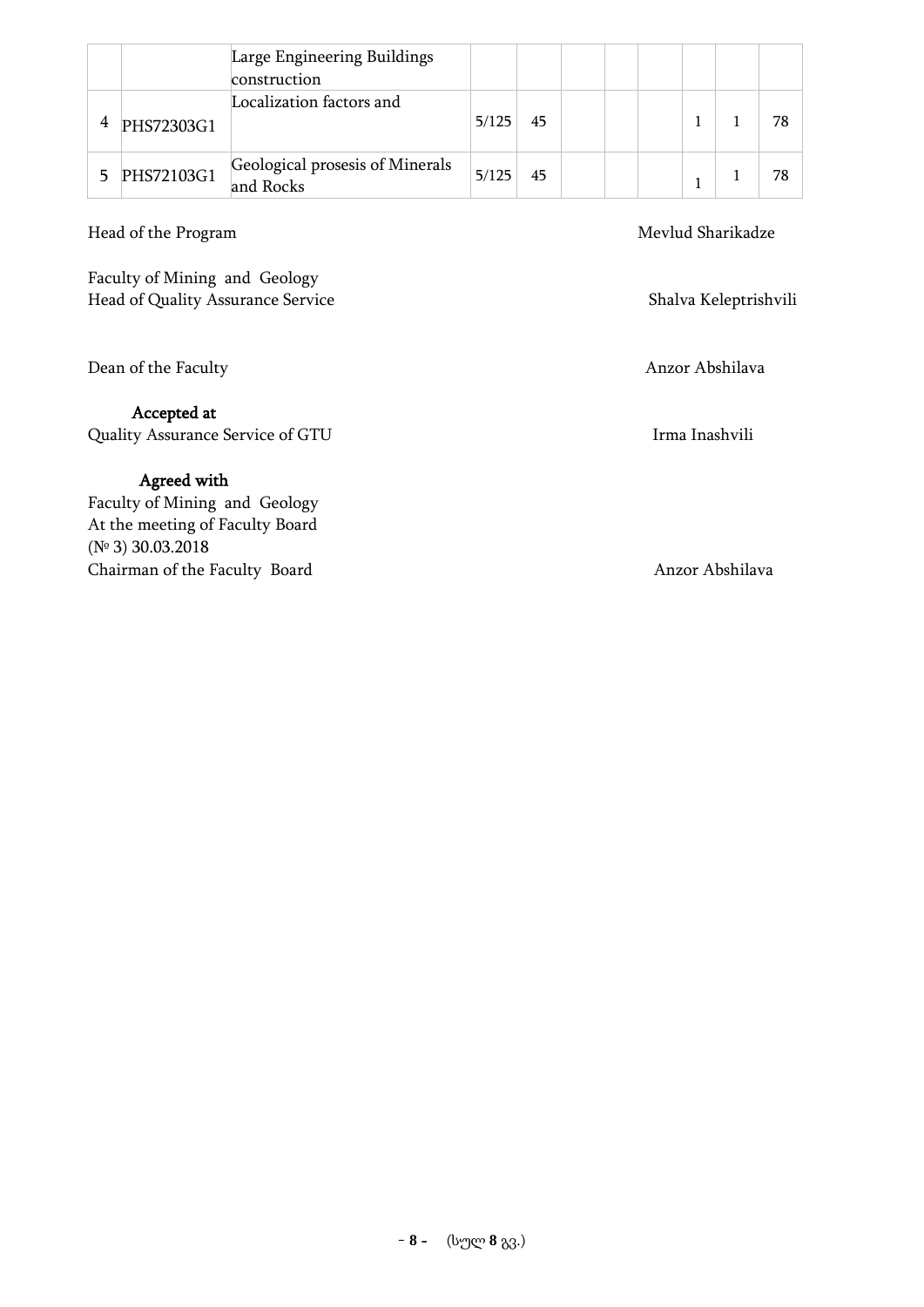| | | | | | | | | | | |
|---|---|---|---|---|---|---|---|---|---|---|
| | | Large Engineering Buildings construction | | | | | | | | |
| 4 | PHS72303G1 | Localization factors and | 5/125 | 45 | | | | 1 | 1 | 78 |
| 5 | PHS72103G1 | Geological prosesis of Minerals and Rocks | 5/125 | 45 | | | | 1 | 1 | 78 |

Head of the Program Mevlud Sharikadze

Faculty of Mining and Geology
Head of Quality Assurance Service Shalva Keleptrishvili

Dean of the Faculty Anzor Abshilava

**Accepted at**
Quality Assurance Service of GTU Irma Inashvili

**Agreed with**
Faculty of Mining and Geology
At the meeting of Faculty Board
(№ 3) 30.03.2018
Chairman of the Faculty Board Anzor Abshilava